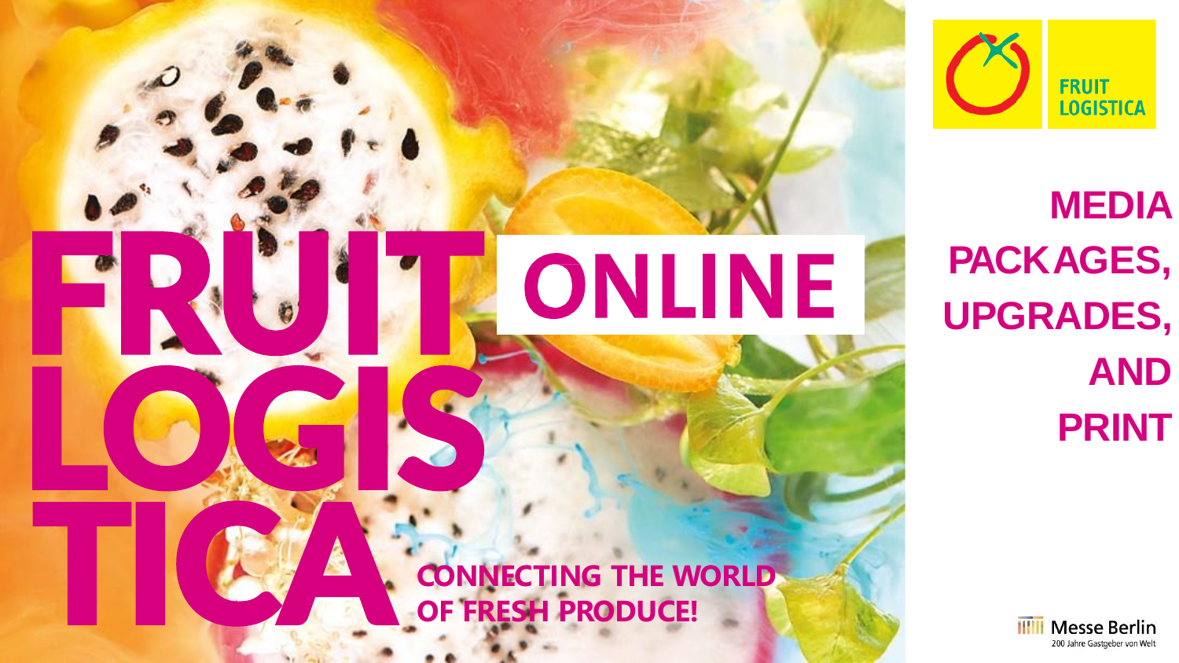# FRUIT LOGISTICA ONLINE

**CONNECTING THE WORLD OF FRESH PRODUCE!**

FRUIT LOGISTICA

## MEDIA PACKAGES, UPGRADES, AND PRINT

Messe Berlin
200 Jahre Gastgeber von Welt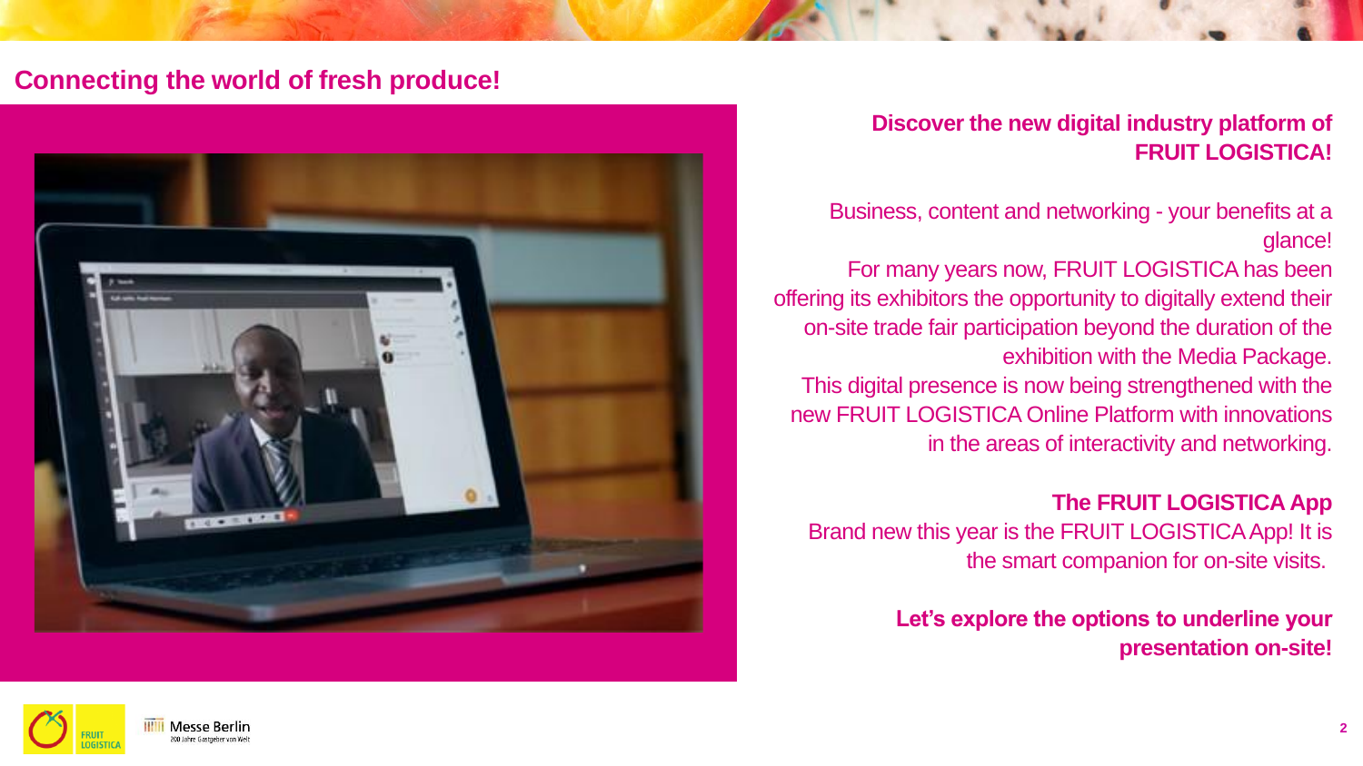## Connecting the world of fresh produce!

**Discover the new digital industry platform of FRUIT LOGISTICA!**

Business, content and networking - your benefits at a glance!

For many years now, FRUIT LOGISTICA has been offering its exhibitors the opportunity to digitally extend their on-site trade fair participation beyond the duration of the exhibition with the Media Package.

This digital presence is now being strengthened with the new FRUIT LOGISTICA Online Platform with innovations in the areas of interactivity and networking.

**The FRUIT LOGISTICA App**

Brand new this year is the FRUIT LOGISTICA App! It is the smart companion for on-site visits.

**Let's explore the options to underline your presentation on-site!**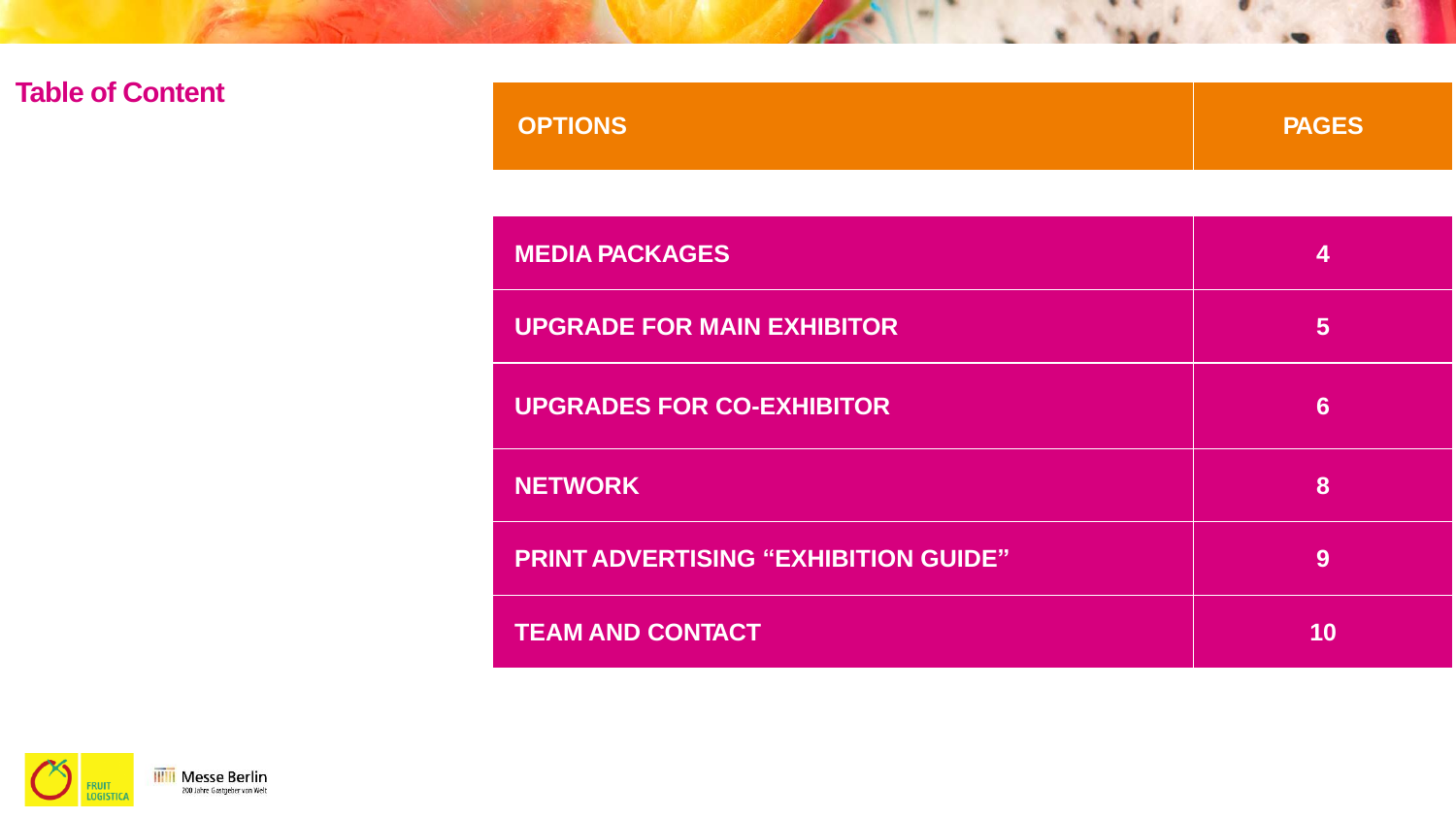## Table of Content

| OPTIONS | PAGES |
|---|---|
| MEDIA PACKAGES | 4 |
| UPGRADE FOR MAIN EXHIBITOR | 5 |
| UPGRADES FOR CO-EXHIBITOR | 6 |
| NETWORK | 8 |
| PRINT ADVERTISING “EXHIBITION GUIDE” | 9 |
| TEAM AND CONTACT | 10 |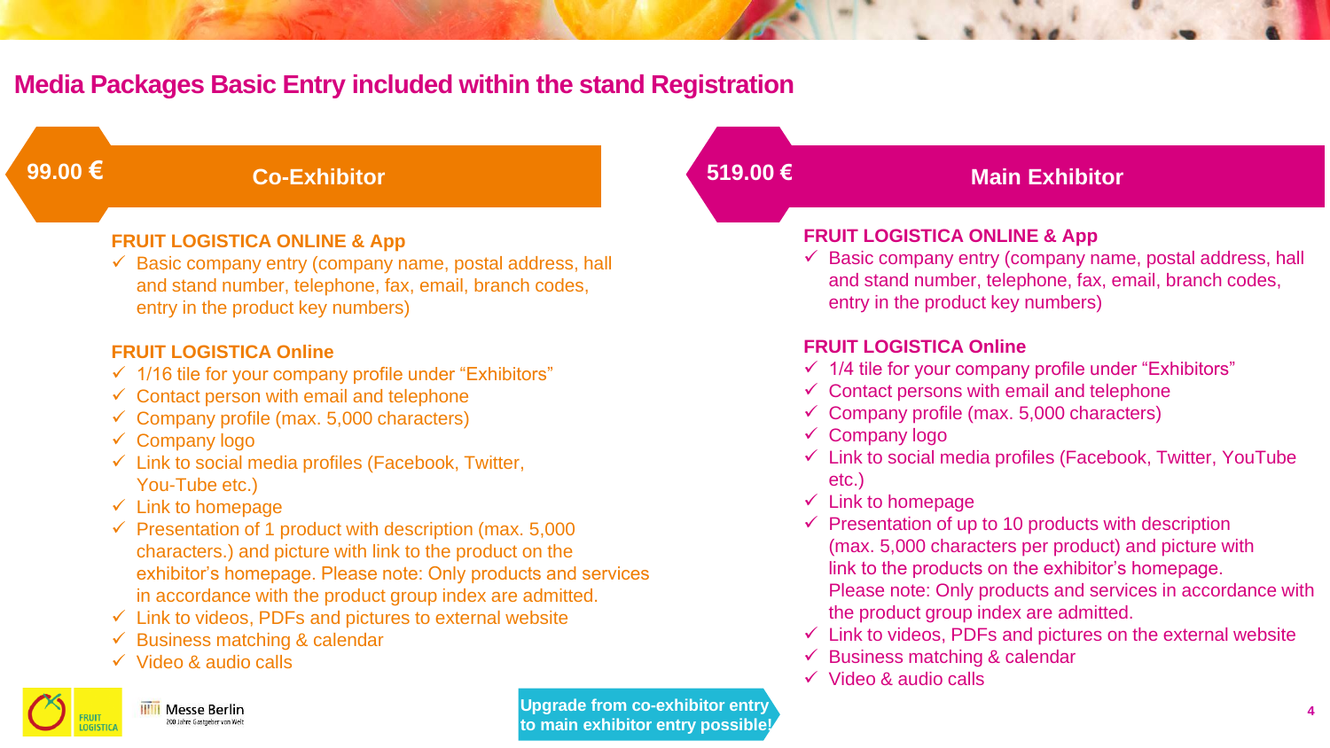# Media Packages Basic Entry included within the stand Registration

## 99.00 € Co-Exhibitor

### FRUIT LOGISTICA ONLINE & App

- ✓ Basic company entry (company name, postal address, hall and stand number, telephone, fax, email, branch codes, entry in the product key numbers)

### FRUIT LOGISTICA Online

- ✓ 1/16 tile for your company profile under "Exhibitors"
- ✓ Contact person with email and telephone
- ✓ Company profile (max. 5,000 characters)
- ✓ Company logo
- ✓ Link to social media profiles (Facebook, Twitter, You-Tube etc.)
- ✓ Link to homepage
- ✓ Presentation of 1 product with description (max. 5,000 characters.) and picture with link to the product on the exhibitor's homepage. Please note: Only products and services in accordance with the product group index are admitted.
- ✓ Link to videos, PDFs and pictures to external website
- ✓ Business matching & calendar
- ✓ Video & audio calls

## 519.00 € Main Exhibitor

### FRUIT LOGISTICA ONLINE & App

- ✓ Basic company entry (company name, postal address, hall and stand number, telephone, fax, email, branch codes, entry in the product key numbers)

### FRUIT LOGISTICA Online

- ✓ 1/4 tile for your company profile under "Exhibitors"
- ✓ Contact persons with email and telephone
- ✓ Company profile (max. 5,000 characters)
- ✓ Company logo
- ✓ Link to social media profiles (Facebook, Twitter, YouTube etc.)
- ✓ Link to homepage
- ✓ Presentation of up to 10 products with description (max. 5,000 characters per product) and picture with link to the products on the exhibitor's homepage. Please note: Only products and services in accordance with the product group index are admitted.
- ✓ Link to videos, PDFs and pictures on the external website
- ✓ Business matching & calendar
- ✓ Video & audio calls

**Upgrade from co-exhibitor entry to main exhibitor entry possible!**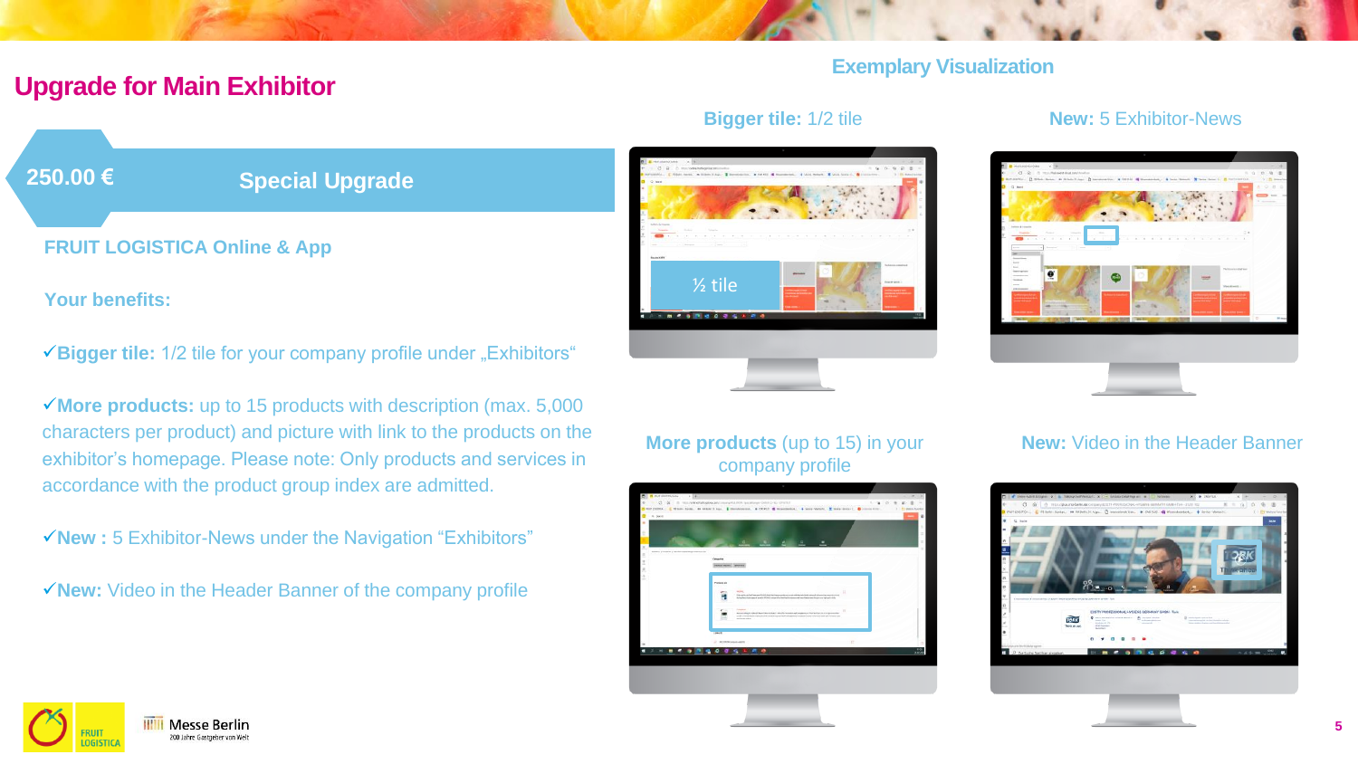# Upgrade for Main Exhibitor

**250.00 €** | **Special Upgrade**

### FRUIT LOGISTICA Online & App

### Your benefits:

✓**Bigger tile:** 1/2 tile for your company profile under „Exhibitors"

✓**More products:** up to 15 products with description (max. 5,000 characters per product) and picture with link to the products on the exhibitor's homepage. Please note: Only products and services in accordance with the product group index are admitted.

✓**New :** 5 Exhibitor-News under the Navigation "Exhibitors"

✓**New:** Video in the Header Banner of the company profile

## Exemplary Visualization

**Bigger tile:** 1/2 tile

**New:** 5 Exhibitor-News

**More products** (up to 15) in your company profile

**New:** Video in the Header Banner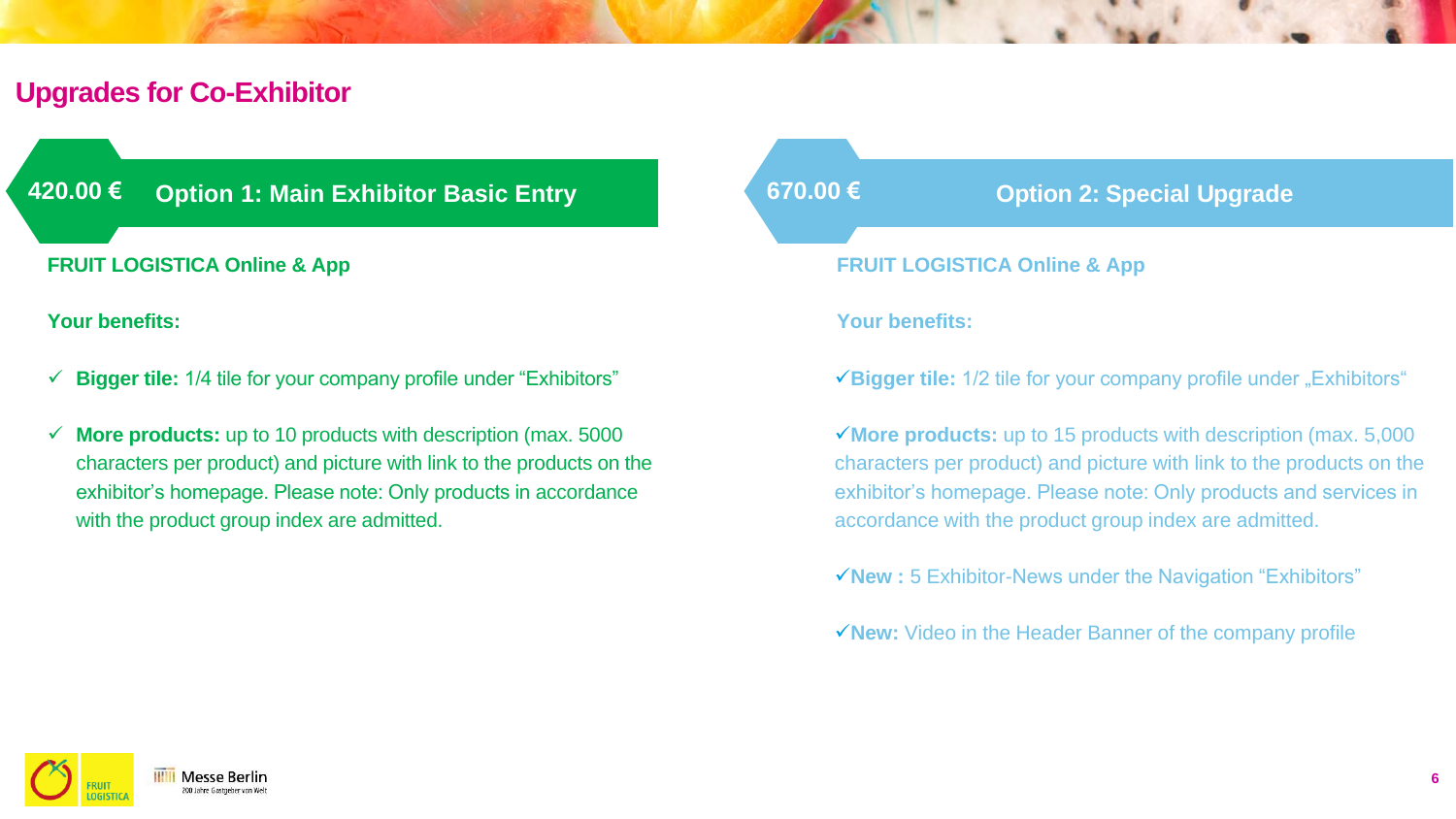# Upgrades for Co-Exhibitor

## 420.00 € Option 1: Main Exhibitor Basic Entry

**FRUIT LOGISTICA Online & App**

**Your benefits:**

- ✓ **Bigger tile:** 1/4 tile for your company profile under "Exhibitors"
- ✓ **More products:** up to 10 products with description (max. 5000 characters per product) and picture with link to the products on the exhibitor's homepage. Please note: Only products in accordance with the product group index are admitted.

## 670.00 € Option 2: Special Upgrade

**FRUIT LOGISTICA Online & App**

**Your benefits:**

- ✓ **Bigger tile:** 1/2 tile for your company profile under „Exhibitors"
- ✓ **More products:** up to 15 products with description (max. 5,000 characters per product) and picture with link to the products on the exhibitor's homepage. Please note: Only products and services in accordance with the product group index are admitted.
- ✓ **New :** 5 Exhibitor-News under the Navigation "Exhibitors"
- ✓ **New:** Video in the Header Banner of the company profile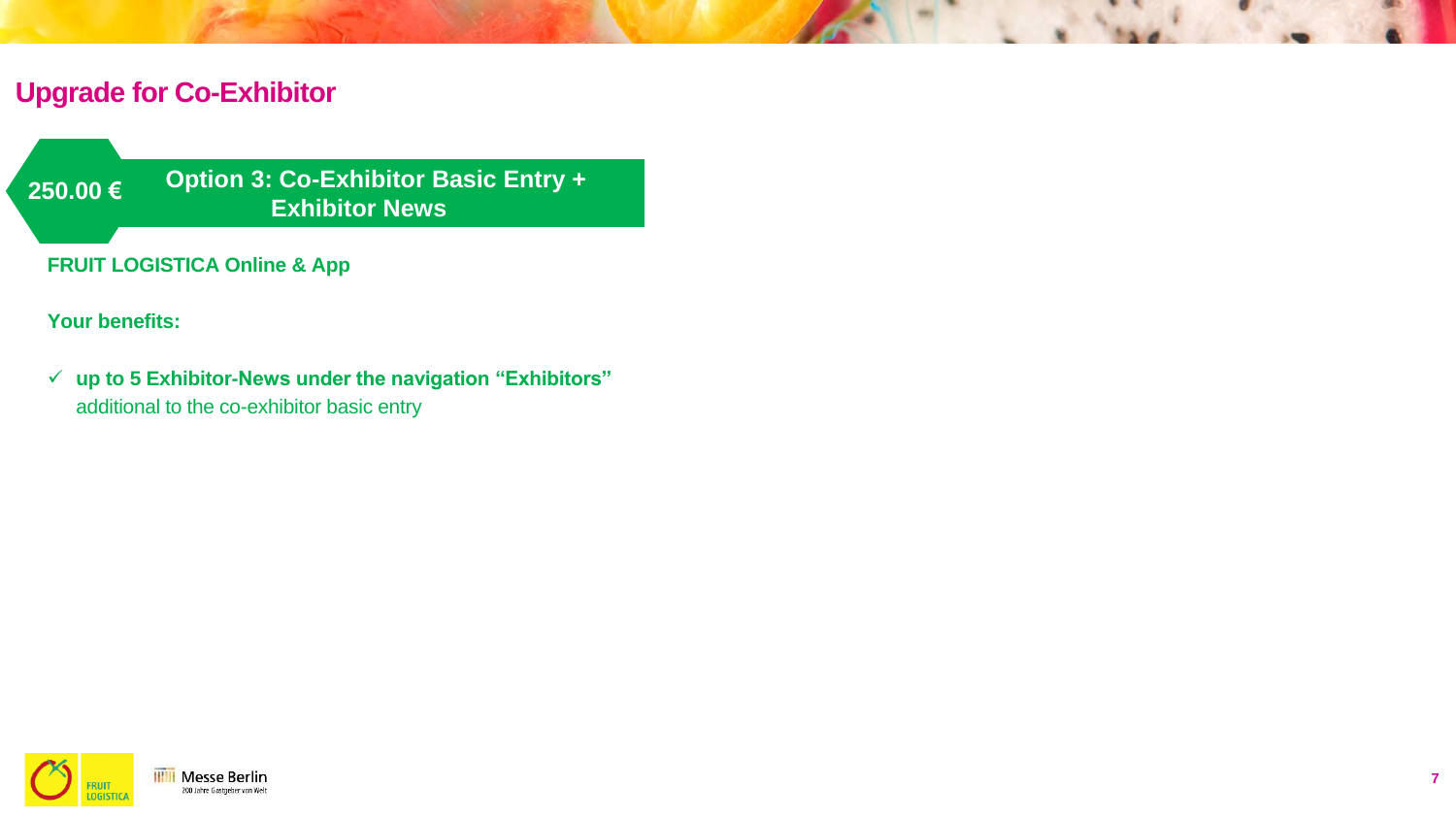# Upgrade for Co-Exhibitor

## 250.00 € — Option 3: Co-Exhibitor Basic Entry + Exhibitor News

**FRUIT LOGISTICA Online & App**

**Your benefits:**

- ✓ **up to 5 Exhibitor-News under the navigation “Exhibitors”** additional to the co-exhibitor basic entry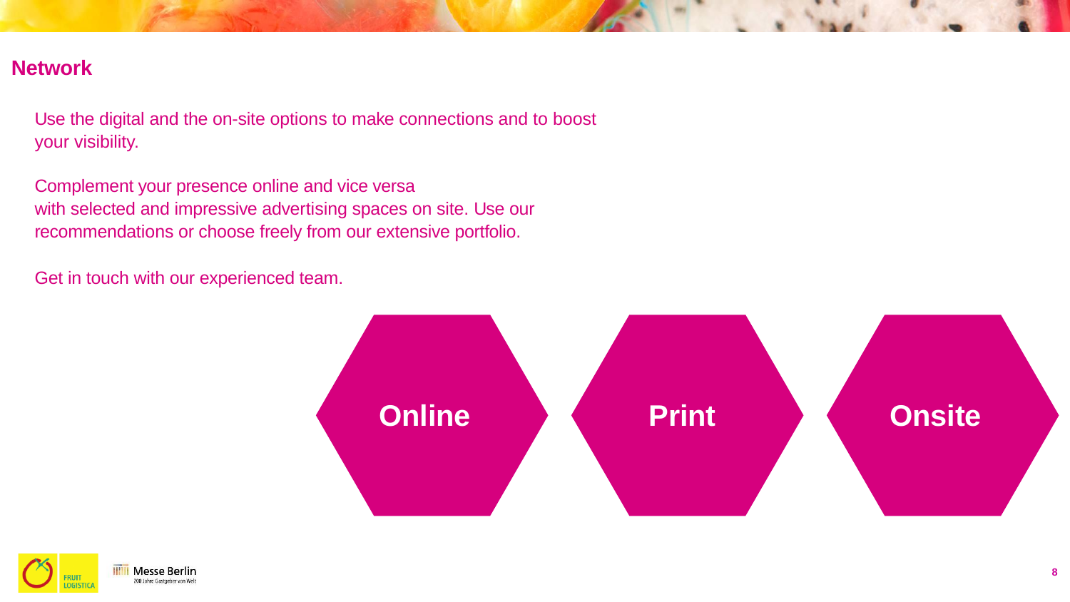## Network

Use the digital and the on-site options to make connections and to boost your visibility.

Complement your presence online and vice versa with selected and impressive advertising spaces on site. Use our recommendations or choose freely from our extensive portfolio.

Get in touch with our experienced team.

**Online**

**Print**

**Onsite**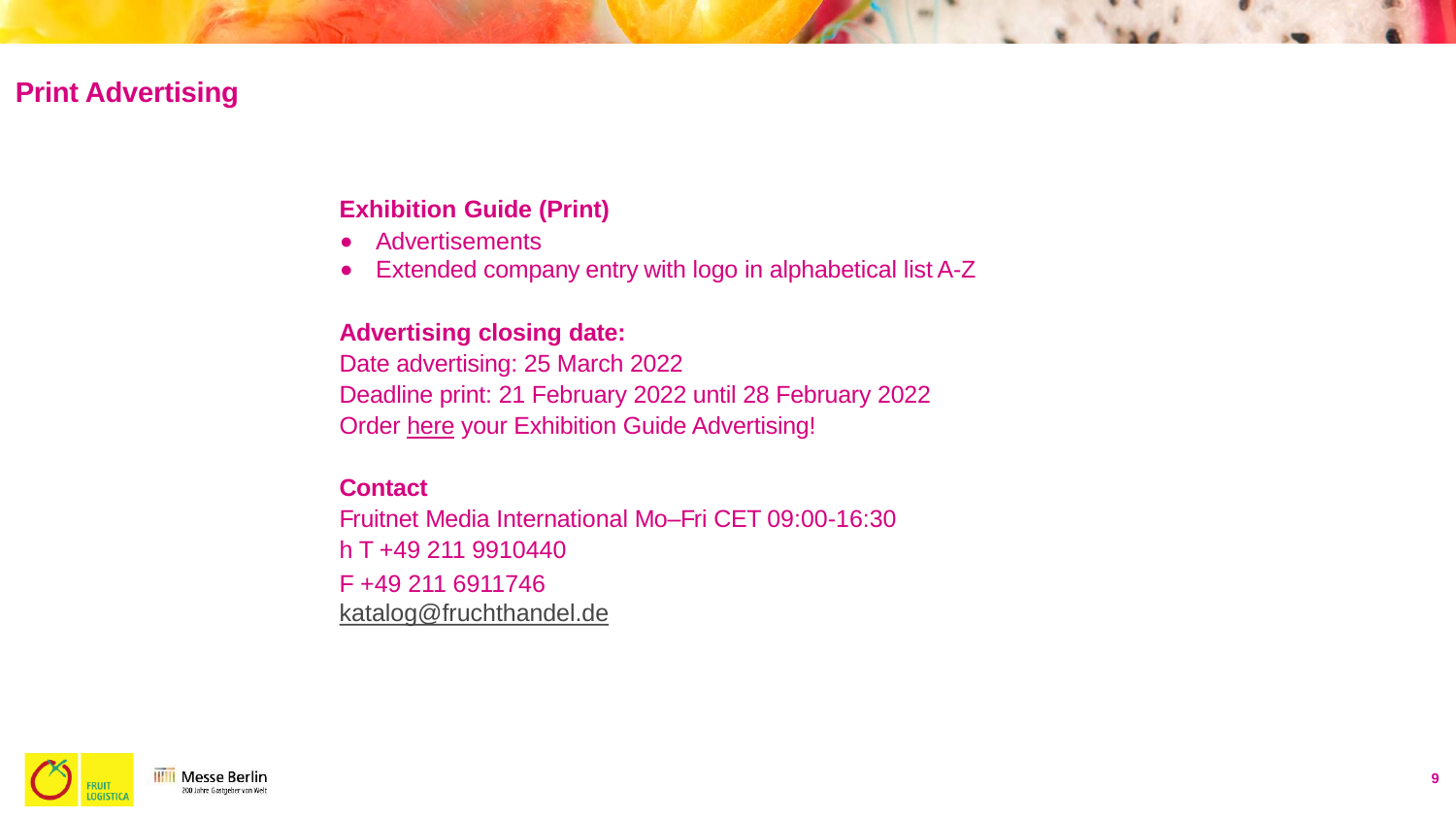# Print Advertising

### Exhibition Guide (Print)

- Advertisements
- Extended company entry with logo in alphabetical list A-Z

**Advertising closing date:**

Date advertising: 25 March 2022
Deadline print: 21 February 2022 until 28 February 2022
Order here your Exhibition Guide Advertising!

**Contact**

Fruitnet Media International Mo–Fri CET 09:00-16:30
h T +49 211 9910440
F +49 211 6911746
katalog@fruchthandel.de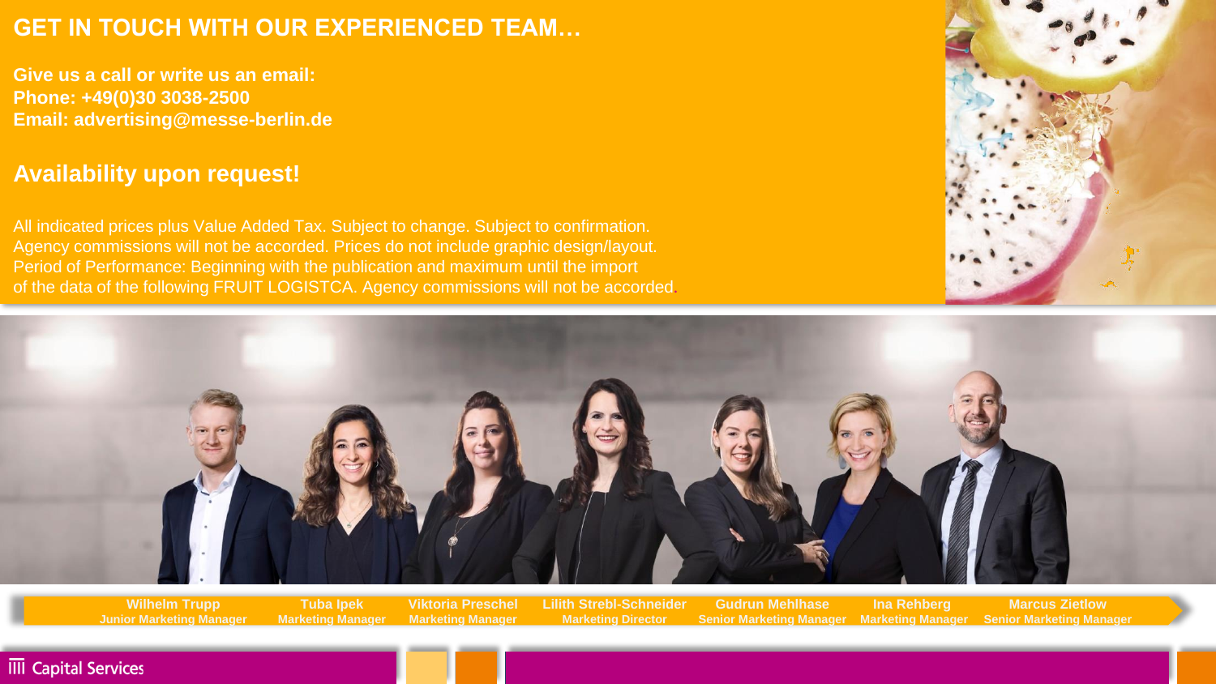# GET IN TOUCH WITH OUR EXPERIENCED TEAM…

**Give us a call or write us an email:**
**Phone: +49(0)30 3038-2500**
**Email: advertising@messe-berlin.de**

## Availability upon request!

All indicated prices plus Value Added Tax. Subject to change. Subject to confirmation. Agency commissions will not be accorded. Prices do not include graphic design/layout. Period of Performance: Beginning with the publication and maximum until the import of the data of the following FRUIT LOGISTCA. Agency commissions will not be accorded.

**Wilhelm Trupp**
Junior Marketing Manager

**Tuba Ipek**
Marketing Manager

**Viktoria Preschel**
Marketing Manager

**Lilith Strebl-Schneider**
Marketing Director

**Gudrun Mehlhase**
Senior Marketing Manager

**Ina Rehberg**
Marketing Manager

**Marcus Zietlow**
Senior Marketing Manager

Capital Services